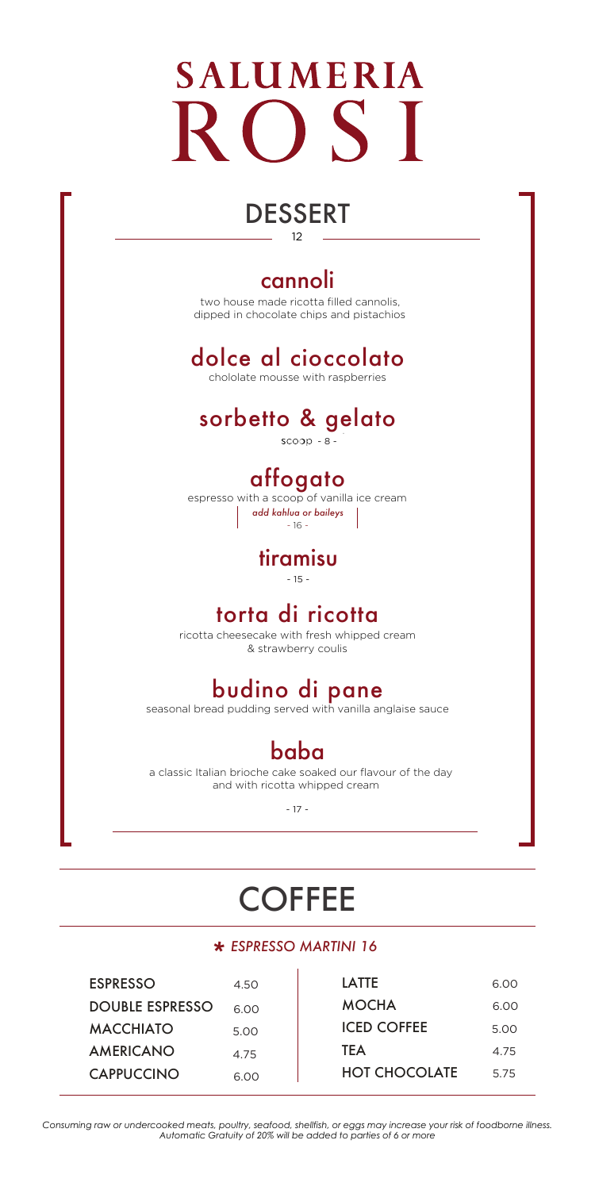# SALUMERIA ROSI

## DESSERT

12

### cannoli

two house made ricotta filled cannolis, dipped in chocolate chips and pistachios

### dolce al cioccolato

chololate mousse with raspberries

### sorbetto & gelato

scoop - 8 -

### affogato

espresso with a scoop of vanilla ice cream

*add kahlua or baileys*
- 16 -

### tiramisu

- 15 -

### torta di ricotta

ricotta cheesecake with fresh whipped cream & strawberry coulis

### budino di pane

seasonal bread pudding served with vanilla anglaise sauce

### baba

a classic Italian brioche cake soaked our flavour of the day and with ricotta whipped cream

- 17 -

## COFFEE

* *ESPRESSO MARTINI 16*

| | | | |
|---|---|---|---|
| ESPRESSO | 4.50 | LATTE | 6.00 |
| DOUBLE ESPRESSO | 6.00 | MOCHA | 6.00 |
| MACCHIATO | 5.00 | ICED COFFEE | 5.00 |
| AMERICANO | 4.75 | TEA | 4.75 |
| CAPPUCCINO | 6.00 | HOT CHOCOLATE | 5.75 |

*Consuming raw or undercooked meats, poultry, seafood, shellfish, or eggs may increase your risk of foodborne illness.*
*Automatic Gratuity of 20% will be added to parties of 6 or more*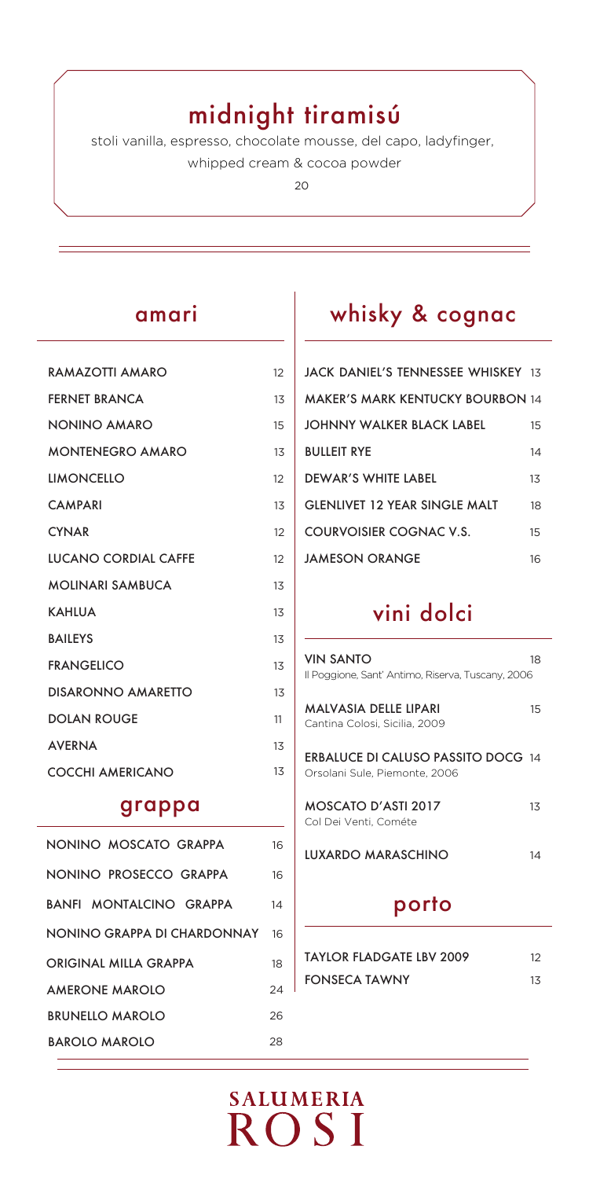# midnight tiramisú

stoli vanilla, espresso, chocolate mousse, del capo, ladyfinger, whipped cream & cocoa powder

20

## amari

| | |
|---|---|
| RAMAZOTTI AMARO | 12 |
| FERNET BRANCA | 13 |
| NONINO AMARO | 15 |
| MONTENEGRO AMARO | 13 |
| LIMONCELLO | 12 |
| CAMPARI | 13 |
| CYNAR | 12 |
| LUCANO CORDIAL CAFFE | 12 |
| MOLINARI SAMBUCA | 13 |
| KAHLUA | 13 |
| BAILEYS | 13 |
| FRANGELICO | 13 |
| DISARONNO AMARETTO | 13 |
| DOLAN ROUGE | 11 |
| AVERNA | 13 |
| COCCHI AMERICANO | 13 |

## grappa

| | |
|---|---|
| NONINO MOSCATO GRAPPA | 16 |
| NONINO PROSECCO GRAPPA | 16 |
| BANFI MONTALCINO GRAPPA | 14 |
| NONINO GRAPPA DI CHARDONNAY | 16 |
| ORIGINAL MILLA GRAPPA | 18 |
| AMERONE MAROLO | 24 |
| BRUNELLO MAROLO | 26 |
| BAROLO MAROLO | 28 |

## whisky & cognac

| | |
|---|---|
| JACK DANIEL'S TENNESSEE WHISKEY | 13 |
| MAKER'S MARK KENTUCKY BOURBON | 14 |
| JOHNNY WALKER BLACK LABEL | 15 |
| BULLEIT RYE | 14 |
| DEWAR'S WHITE LABEL | 13 |
| GLENLIVET 12 YEAR SINGLE MALT | 18 |
| COURVOISIER COGNAC V.S. | 15 |
| JAMESON ORANGE | 16 |

## vini dolci

| | |
|---|---|
| VIN SANTO<br>Il Poggione, Sant' Antimo, Riserva, Tuscany, 2006 | 18 |
| MALVASIA DELLE LIPARI<br>Cantina Colosi, Sicilia, 2009 | 15 |
| ERBALUCE DI CALUSO PASSITO DOCG<br>Orsolani Sule, Piemonte, 2006 | 14 |
| MOSCATO D'ASTI 2017<br>Col Dei Venti, Cométe | 13 |
| LUXARDO MARASCHINO | 14 |

## porto

| | |
|---|---|
| TAYLOR FLADGATE LBV 2009 | 12 |
| FONSECA TAWNY | 13 |

SALUMERIA ROSI